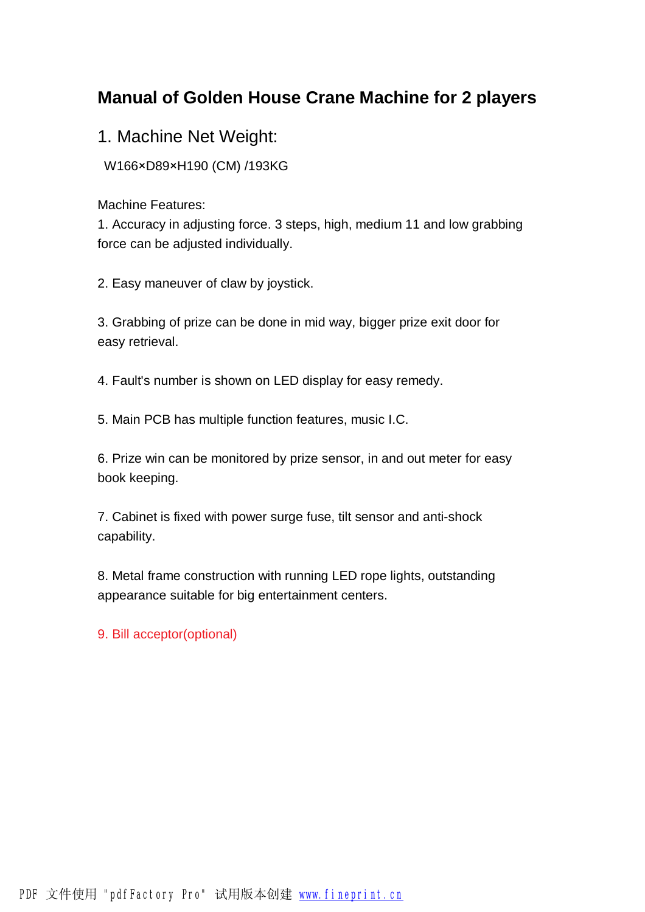# Manual of Golden House Crane Machine for 2 players

## 1. Machine Net Weight:

W166×D89×H190 (CM) /193KG

Machine Features:

1. Accuracy in adjusting force. 3 steps, high, medium 11 and low grabbing force can be adjusted individually.

2. Easy maneuver of claw by joystick.

3. Grabbing of prize can be done in mid way, bigger prize exit door for easy retrieval.

4. Fault's number is shown on LED display for easy remedy.

5. Main PCB has multiple function features, music I.C.

6. Prize win can be monitored by prize sensor, in and out meter for easy book keeping.

7. Cabinet is fixed with power surge fuse, tilt sensor and anti-shock capability.

8. Metal frame construction with running LED rope lights, outstanding appearance suitable for big entertainment centers.

9. Bill acceptor(optional)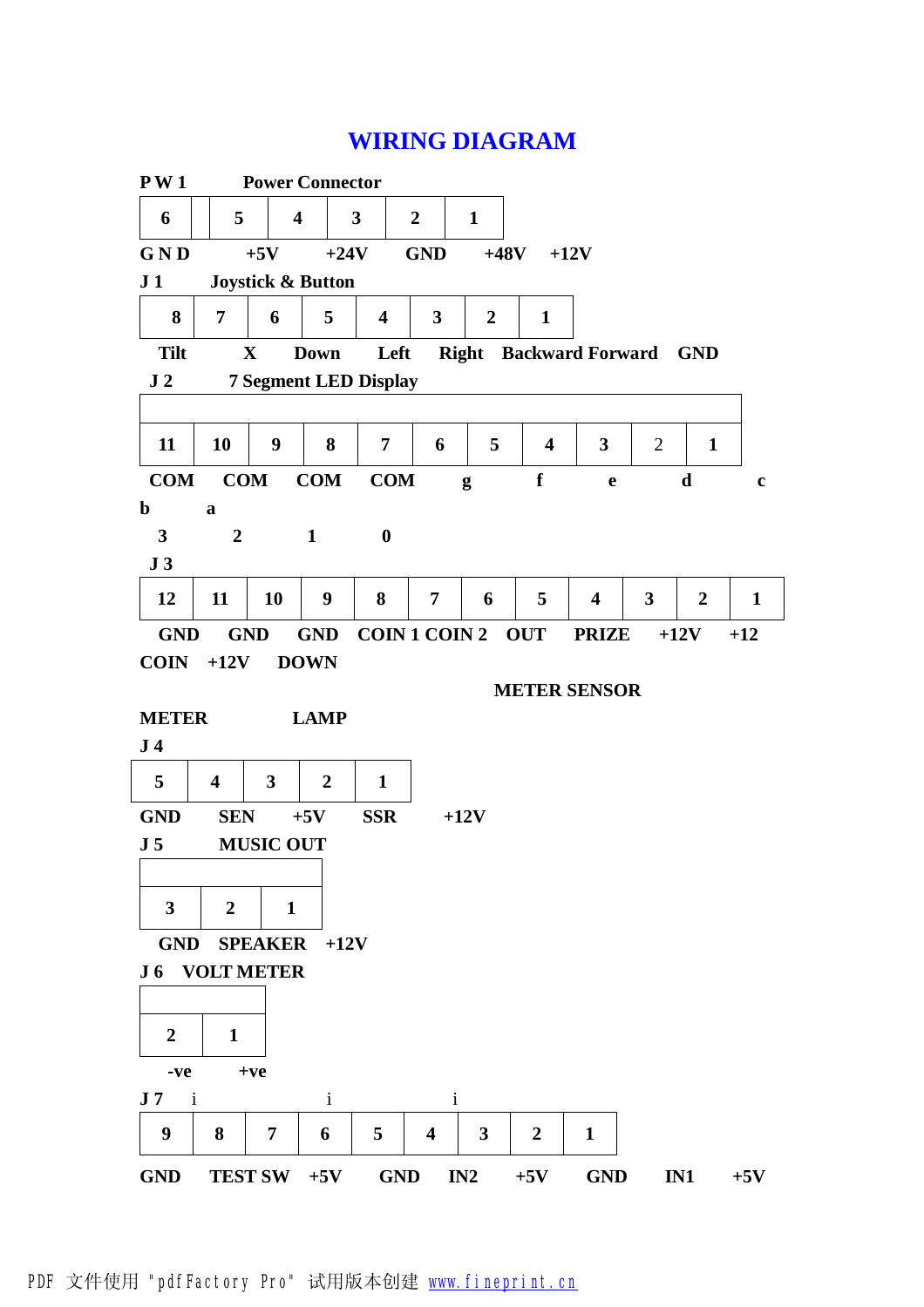# WIRING DIAGRAM

**PW1 Power Connector**

| 6 | | 5 | 4 | 3 | 2 | 1 |
|---|---|---|---|---|---|---|

**GND +5V +24V GND +48V +12V**

**J1 Joystick & Button**

| 8 | 7 | 6 | 5 | 4 | 3 | 2 | 1 |
|---|---|---|---|---|---|---|---|

**Tilt X Down Left Right Backward Forward GND**

**J2 7 Segment LED Display**

| 11 | 10 | 9 | 8 | 7 | 6 | 5 | 4 | 3 | 2 | 1 |
|---|---|---|---|---|---|---|---|---|---|---|

**COM COM COM COM g f e d c**
**b a**
**3 2 1 0**

**J3**

| 12 | 11 | 10 | 9 | 8 | 7 | 6 | 5 | 4 | 3 | 2 | 1 |
|---|---|---|---|---|---|---|---|---|---|---|---|

**GND GND GND COIN 1 COIN 2 OUT PRIZE +12V +12**
**COIN +12V DOWN**

**METER SENSOR**

**METER LAMP**

**J4**

| 5 | 4 | 3 | 2 | 1 |
|---|---|---|---|---|

**GND SEN +5V SSR +12V**

**J5 MUSIC OUT**

| 3 | 2 | 1 |
|---|---|---|

**GND SPEAKER +12V**

**J6 VOLT METER**

| 2 | 1 |
|---|---|

**-ve +ve**

**J7** i i i

| 9 | 8 | 7 | 6 | 5 | 4 | 3 | 2 | 1 |
|---|---|---|---|---|---|---|---|---|

**GND TEST SW +5V GND IN2 +5V GND IN1 +5V**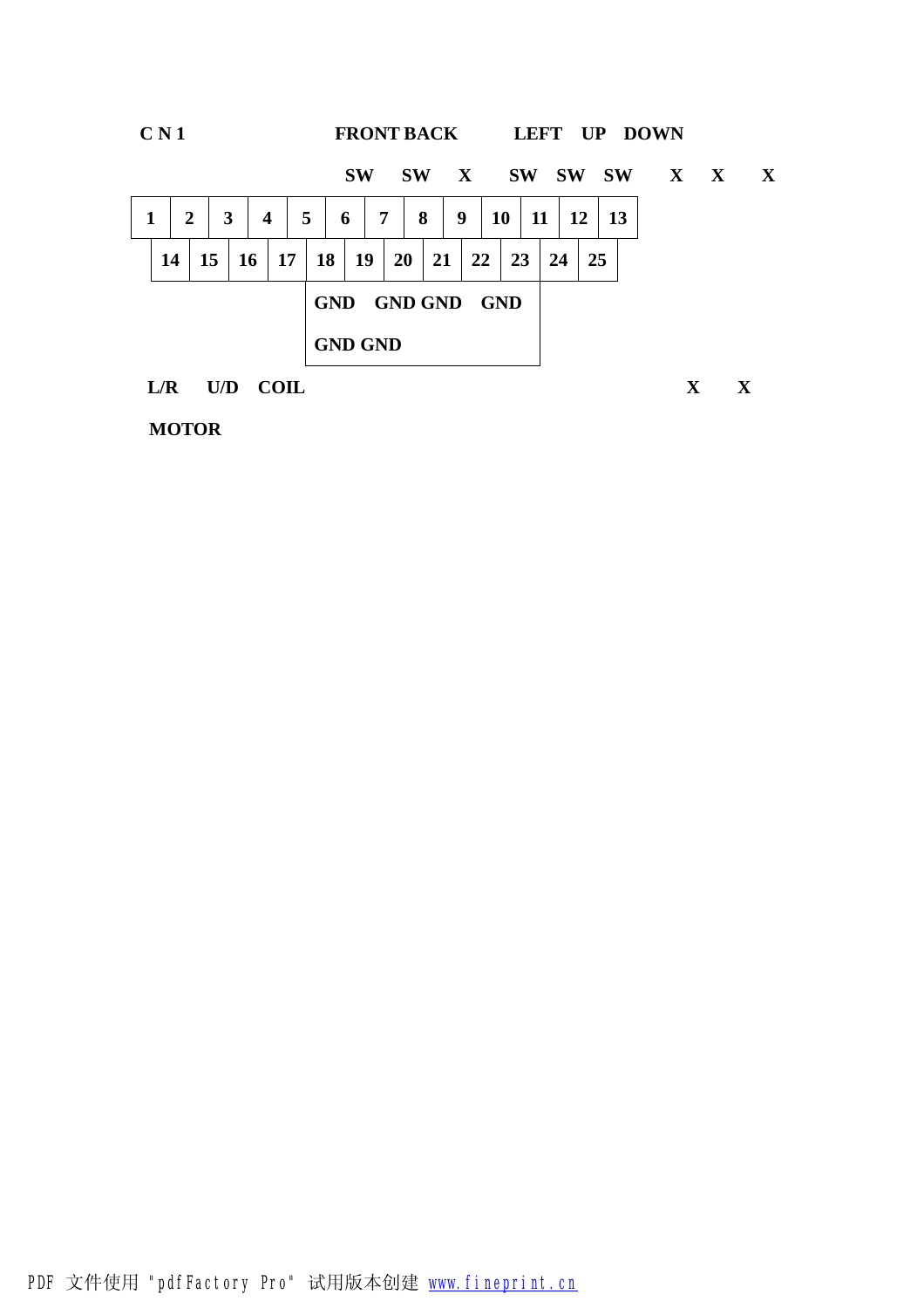**C N 1**

| | | | | | FRONT SW | BACK SW | X | LEFT SW | UP SW | DOWN SW | X | X | X |
|---|---|---|---|---|---|---|---|---|---|---|---|---|---|
| | 1 | 2 | 3 | 4 | 5 | 6 | 7 | 8 | 9 | 10 | 11 | 12 | 13 |
| 14 | 15 | 16 | 17 | 18 | 19 | 20 | 21 | 22 | 23 | 24 | 25 | | |

| 18 | 19 | 20 | 21 | 22 | 23 |
|---|---|---|---|---|---|
| GND | | GND | GND | | GND |
| GND | GND | | | | |

**L/R MOTOR** **U/D** **COIL** **X** **X**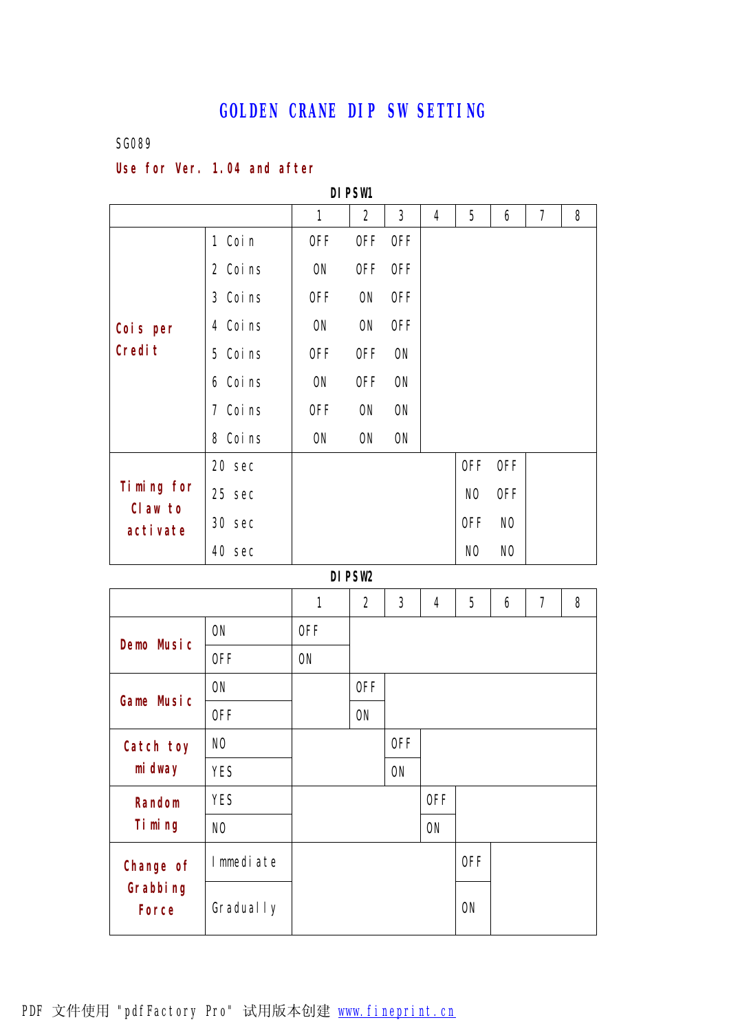# GOLDEN CRANE DIP SW SETTING

SG089

**Use for Ver. 1.04 and after**

**DIPSW1**

| | | 1 | 2 | 3 | 4 | 5 | 6 | 7 | 8 |
|---|---|---|---|---|---|---|---|---|---|
| **Cois per Credit** | 1 Coin | OFF | OFF | OFF | | | | | |
| | 2 Coins | ON | OFF | OFF | | | | | |
| | 3 Coins | OFF | ON | OFF | | | | | |
| | 4 Coins | ON | ON | OFF | | | | | |
| | 5 Coins | OFF | OFF | ON | | | | | |
| | 6 Coins | ON | OFF | ON | | | | | |
| | 7 Coins | OFF | ON | ON | | | | | |
| | 8 Coins | ON | ON | ON | | | | | |
| **Timing for Claw to activate** | 20 sec | | | | | OFF | OFF | | |
| | 25 sec | | | | | NO | OFF | | |
| | 30 sec | | | | | OFF | NO | | |
| | 40 sec | | | | | NO | NO | | |

**DIPSW2**

| | | 1 | 2 | 3 | 4 | 5 | 6 | 7 | 8 |
|---|---|---|---|---|---|---|---|---|---|
| **Demo Music** | ON | OFF | | | | | | | |
| | OFF | ON | | | | | | | |
| **Game Music** | ON | | OFF | | | | | | |
| | OFF | | ON | | | | | | |
| **Catch toy midway** | NO | | | OFF | | | | | |
| | YES | | | ON | | | | | |
| **Random Timing** | YES | | | | OFF | | | | |
| | NO | | | | ON | | | | |
| **Change of Grabbing Force** | Immediate | | | | | OFF | | | |
| | Gradually | | | | | ON | | | |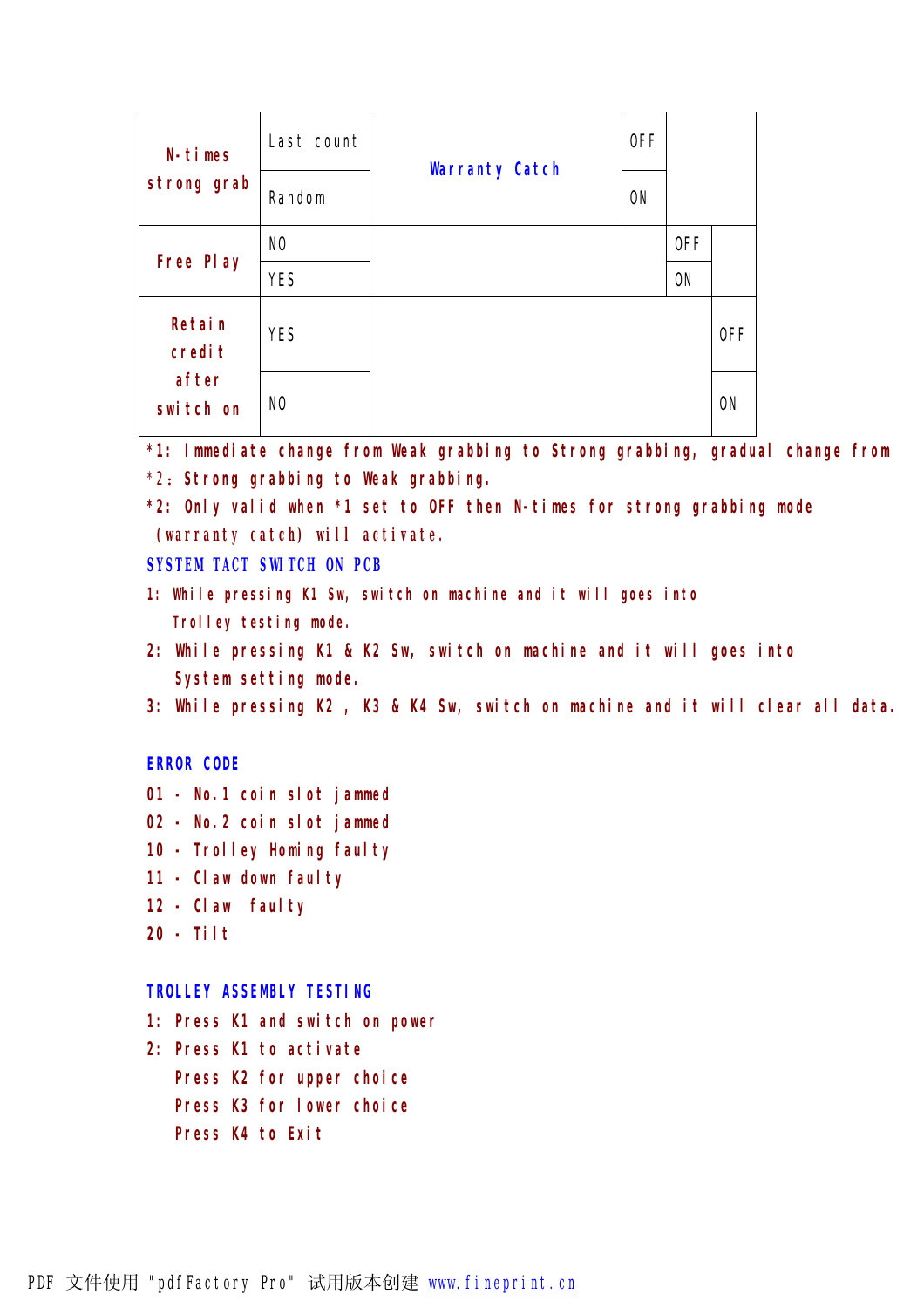| | | | | | |
|---|---|---|---|---|---|
| N-times strong grab | Last count | Warranty Catch | OFF | | |
| | Random | | ON | | |
| Free Play | NO | | | OFF | |
| | YES | | | ON | |
| Retain credit after switch on | YES | | | | OFF |
| | NO | | | | ON |

*1: Immediate change from Weak grabbing to Strong grabbing, gradual change from *2：Strong grabbing to Weak grabbing.

*2: Only valid when *1 set to OFF then N-times for strong grabbing mode (warranty catch) will activate.

## SYSTEM TACT SWITCH ON PCB

1: While pressing K1 Sw, switch on machine and it will goes into Trolley testing mode.

2: While pressing K1 & K2 Sw, switch on machine and it will goes into System setting mode.

3: While pressing K2 , K3 & K4 Sw, switch on machine and it will clear all data.

## ERROR CODE

01 - No.1 coin slot jammed

02 - No.2 coin slot jammed

10 - Trolley Homing faulty

11 - Claw down faulty

12 - Claw faulty

20 - Tilt

## TROLLEY ASSEMBLY TESTING

1: Press K1 and switch on power

2: Press K1 to activate

Press K2 for upper choice

Press K3 for lower choice

Press K4 to Exit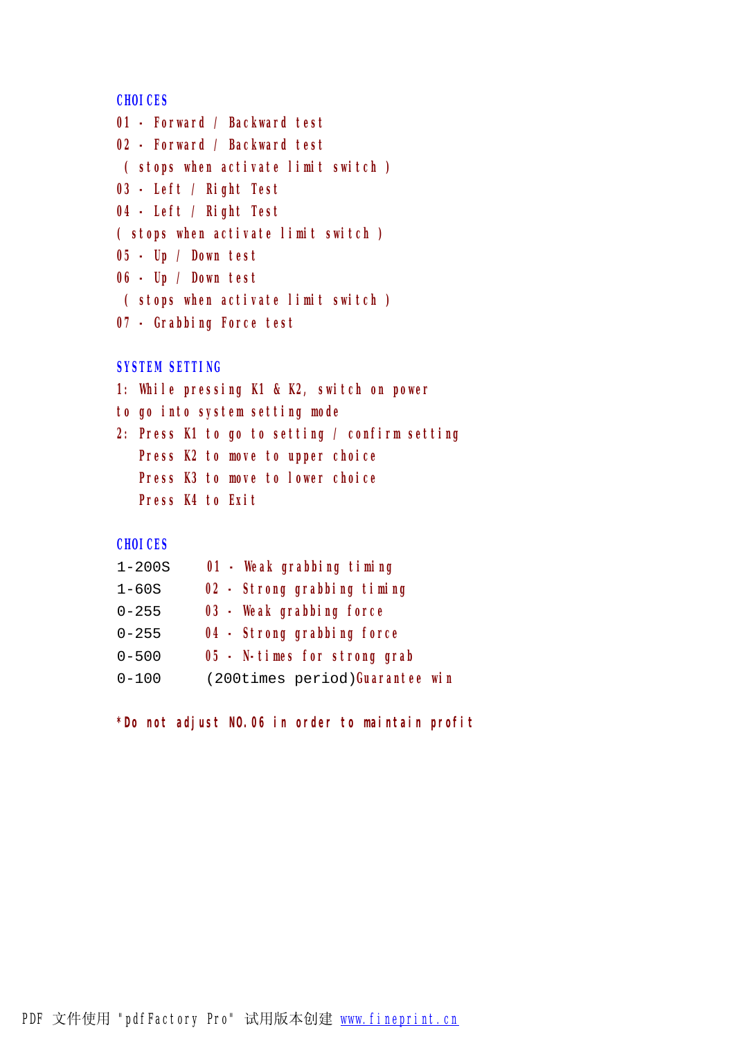## CHOICES

01 - Forward / Backward test
02 - Forward / Backward test
( stops when activate limit switch )
03 - Left / Right Test
04 - Left / Right Test
( stops when activate limit switch )
05 - Up / Down test
06 - Up / Down test
( stops when activate limit switch )
07 - Grabbing Force test

## SYSTEM SETTING

1: While pressing K1 & K2, switch on power
to go into system setting mode
2: Press K1 to go to setting / confirm setting
   Press K2 to move to upper choice
   Press K3 to move to lower choice
   Press K4 to Exit

## CHOICES

| | |
|---|---|
| 1-200S | 01 - Weak grabbing timing |
| 1-60S | 02 - Strong grabbing timing |
| 0-255 | 03 - Weak grabbing force |
| 0-255 | 04 - Strong grabbing force |
| 0-500 | 05 - N-times for strong grab |
| 0-100 | (200times period)Guarantee win |

*Do not adjust NO.06 in order to maintain profit

PDF 文件使用 "pdfFactory Pro" 试用版本创建 www.fineprint.cn